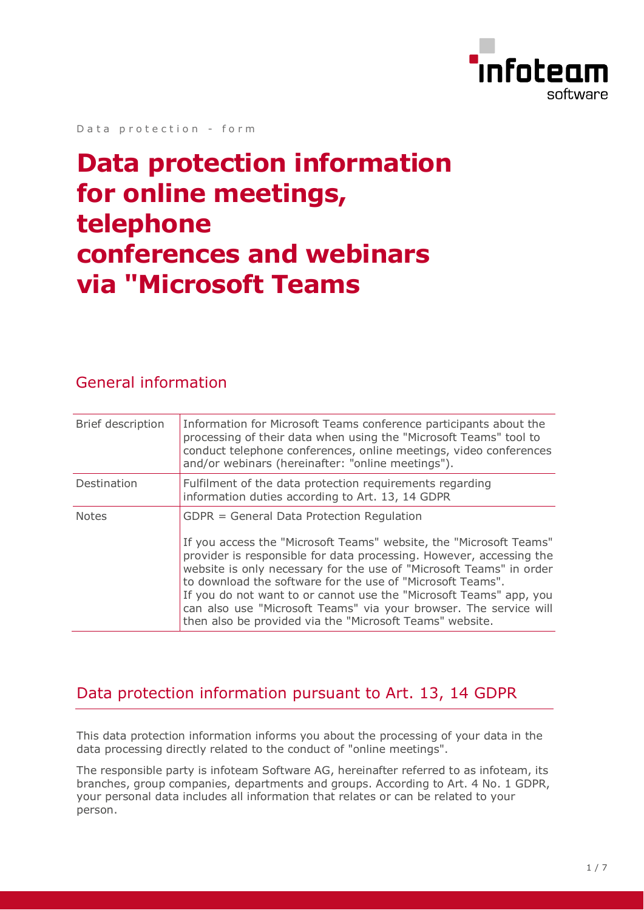Data protection - form

# Data protection information for online meetings, telephone conferences and webinars via "Microsoft Teams

## General information

| | |
|---|---|
| Brief description | Information for Microsoft Teams conference participants about the processing of their data when using the "Microsoft Teams" tool to conduct telephone conferences, online meetings, video conferences and/or webinars (hereinafter: "online meetings"). |
| Destination | Fulfilment of the data protection requirements regarding information duties according to Art. 13, 14 GDPR |
| Notes | GDPR = General Data Protection Regulation<br><br>If you access the "Microsoft Teams" website, the "Microsoft Teams" provider is responsible for data processing. However, accessing the website is only necessary for the use of "Microsoft Teams" in order to download the software for the use of "Microsoft Teams".<br>If you do not want to or cannot use the "Microsoft Teams" app, you can also use "Microsoft Teams" via your browser. The service will then also be provided via the "Microsoft Teams" website. |

## Data protection information pursuant to Art. 13, 14 GDPR

This data protection information informs you about the processing of your data in the data processing directly related to the conduct of "online meetings".

The responsible party is infoteam Software AG, hereinafter referred to as infoteam, its branches, group companies, departments and groups. According to Art. 4 No. 1 GDPR, your personal data includes all information that relates or can be related to your person.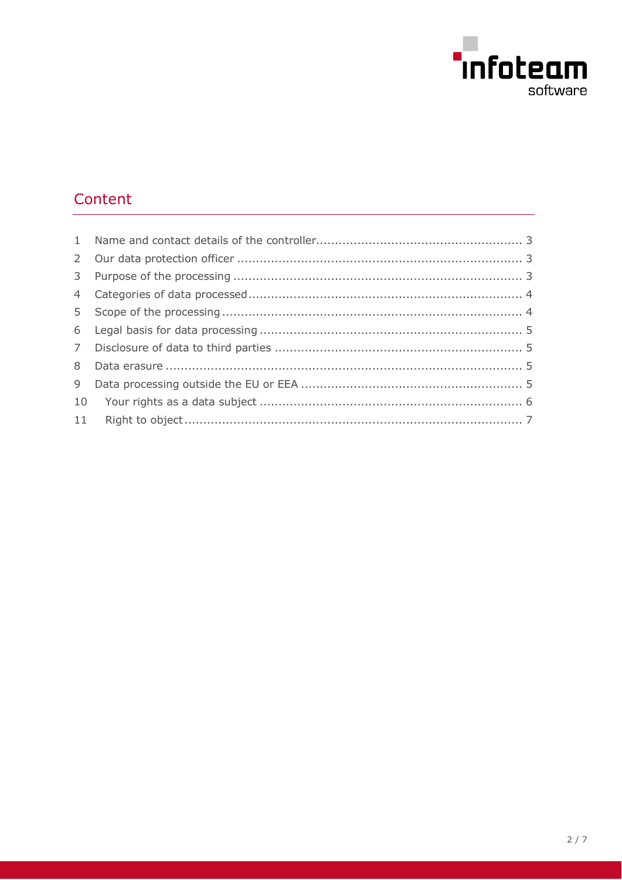## Content

1 Name and contact details of the controller ........................................................ 3
2 Our data protection officer ................................................................................ 3
3 Purpose of the processing ................................................................................. 3
4 Categories of data processed ............................................................................ 4
5 Scope of the processing .................................................................................... 4
6 Legal basis for data processing ......................................................................... 5
7 Disclosure of data to third parties ..................................................................... 5
8 Data erasure ..................................................................................................... 5
9 Data processing outside the EU or EEA ............................................................. 5
10 Your rights as a data subject ............................................................................ 6
11 Right to object .................................................................................................. 7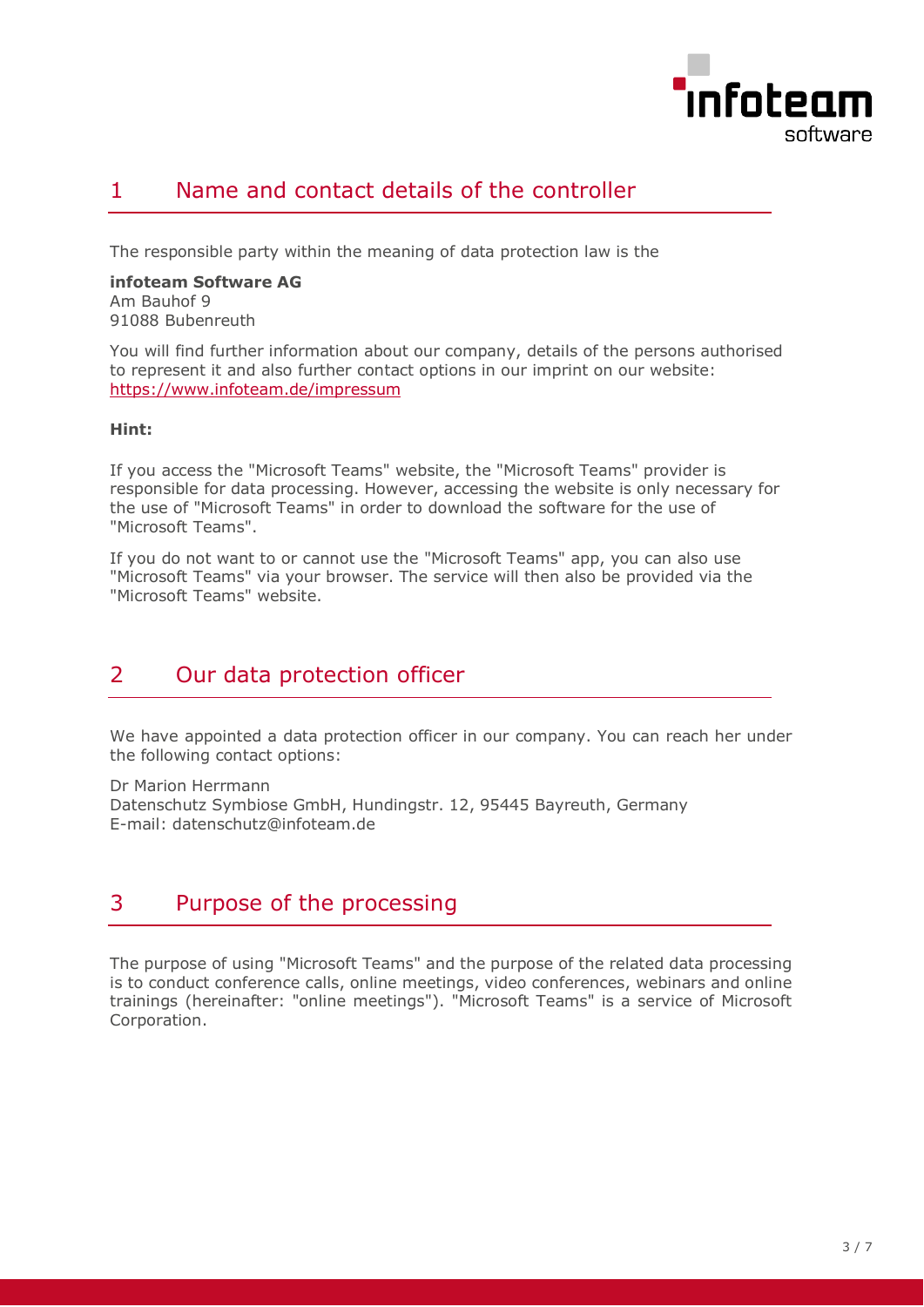## 1 Name and contact details of the controller

The responsible party within the meaning of data protection law is the

**infoteam Software AG**
Am Bauhof 9
91088 Bubenreuth

You will find further information about our company, details of the persons authorised to represent it and also further contact options in our imprint on our website: https://www.infoteam.de/impressum

**Hint:**

If you access the "Microsoft Teams" website, the "Microsoft Teams" provider is responsible for data processing. However, accessing the website is only necessary for the use of "Microsoft Teams" in order to download the software for the use of "Microsoft Teams".

If you do not want to or cannot use the "Microsoft Teams" app, you can also use "Microsoft Teams" via your browser. The service will then also be provided via the "Microsoft Teams" website.

## 2 Our data protection officer

We have appointed a data protection officer in our company. You can reach her under the following contact options:

Dr Marion Herrmann
Datenschutz Symbiose GmbH, Hundingstr. 12, 95445 Bayreuth, Germany
E-mail: datenschutz@infoteam.de

## 3 Purpose of the processing

The purpose of using "Microsoft Teams" and the purpose of the related data processing is to conduct conference calls, online meetings, video conferences, webinars and online trainings (hereinafter: "online meetings"). "Microsoft Teams" is a service of Microsoft Corporation.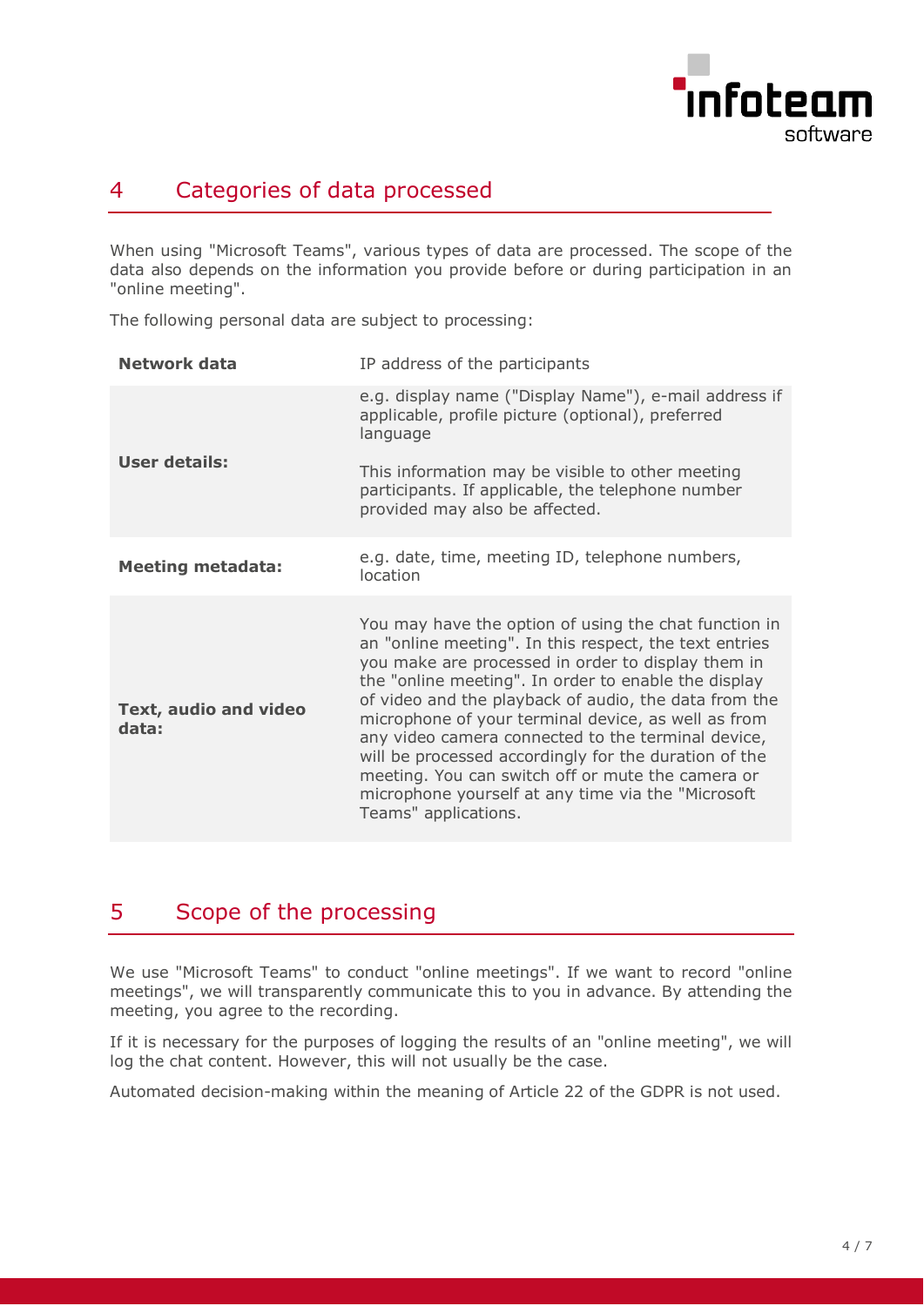# 4 Categories of data processed

When using "Microsoft Teams", various types of data are processed. The scope of the data also depends on the information you provide before or during participation in an "online meeting".

The following personal data are subject to processing:

| | |
|---|---|
| **Network data** | IP address of the participants |
| **User details:** | e.g. display name ("Display Name"), e-mail address if applicable, profile picture (optional), preferred language<br><br>This information may be visible to other meeting participants. If applicable, the telephone number provided may also be affected. |
| **Meeting metadata:** | e.g. date, time, meeting ID, telephone numbers, location |
| **Text, audio and video data:** | You may have the option of using the chat function in an "online meeting". In this respect, the text entries you make are processed in order to display them in the "online meeting". In order to enable the display of video and the playback of audio, the data from the microphone of your terminal device, as well as from any video camera connected to the terminal device, will be processed accordingly for the duration of the meeting. You can switch off or mute the camera or microphone yourself at any time via the "Microsoft Teams" applications. |

# 5 Scope of the processing

We use "Microsoft Teams" to conduct "online meetings". If we want to record "online meetings", we will transparently communicate this to you in advance. By attending the meeting, you agree to the recording.

If it is necessary for the purposes of logging the results of an "online meeting", we will log the chat content. However, this will not usually be the case.

Automated decision-making within the meaning of Article 22 of the GDPR is not used.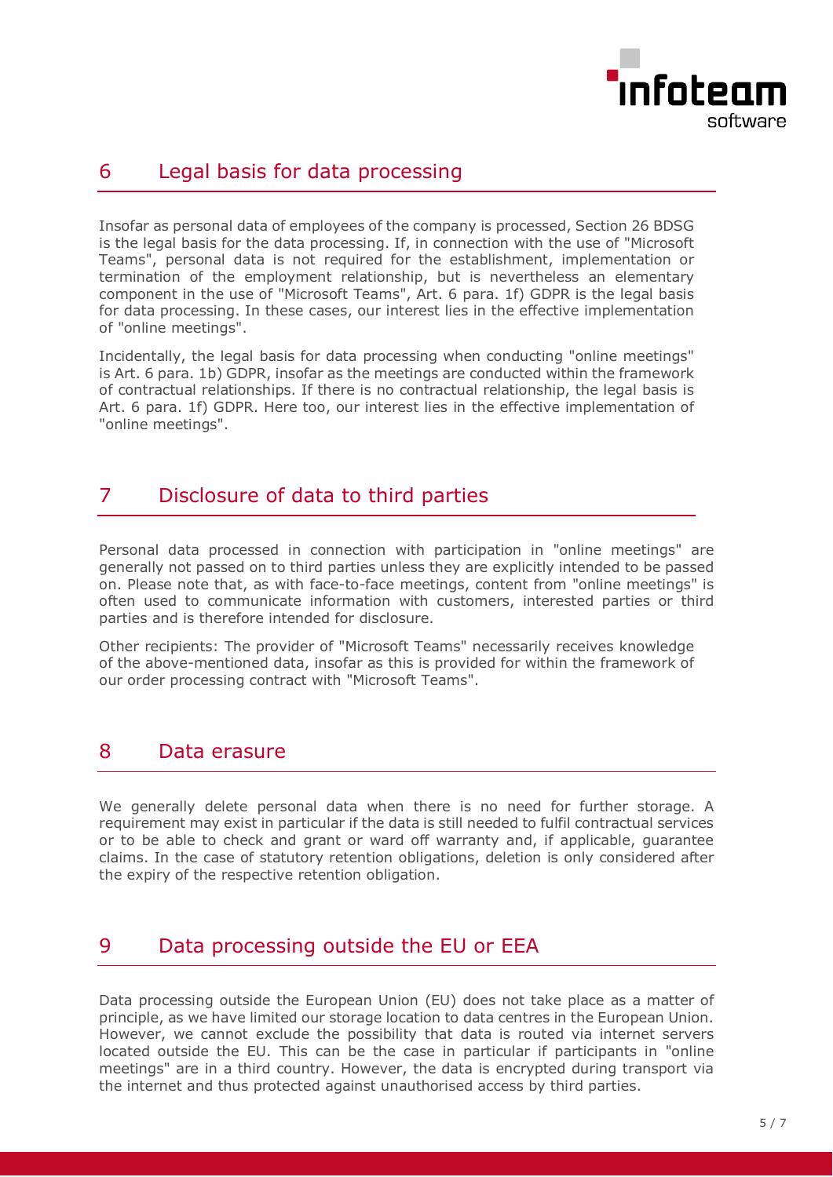## 6 Legal basis for data processing

Insofar as personal data of employees of the company is processed, Section 26 BDSG is the legal basis for the data processing. If, in connection with the use of "Microsoft Teams", personal data is not required for the establishment, implementation or termination of the employment relationship, but is nevertheless an elementary component in the use of "Microsoft Teams", Art. 6 para. 1f) GDPR is the legal basis for data processing. In these cases, our interest lies in the effective implementation of "online meetings".

Incidentally, the legal basis for data processing when conducting "online meetings" is Art. 6 para. 1b) GDPR, insofar as the meetings are conducted within the framework of contractual relationships. If there is no contractual relationship, the legal basis is Art. 6 para. 1f) GDPR. Here too, our interest lies in the effective implementation of "online meetings".

## 7 Disclosure of data to third parties

Personal data processed in connection with participation in "online meetings" are generally not passed on to third parties unless they are explicitly intended to be passed on. Please note that, as with face-to-face meetings, content from "online meetings" is often used to communicate information with customers, interested parties or third parties and is therefore intended for disclosure.

Other recipients: The provider of "Microsoft Teams" necessarily receives knowledge of the above-mentioned data, insofar as this is provided for within the framework of our order processing contract with "Microsoft Teams".

## 8 Data erasure

We generally delete personal data when there is no need for further storage. A requirement may exist in particular if the data is still needed to fulfil contractual services or to be able to check and grant or ward off warranty and, if applicable, guarantee claims. In the case of statutory retention obligations, deletion is only considered after the expiry of the respective retention obligation.

## 9 Data processing outside the EU or EEA

Data processing outside the European Union (EU) does not take place as a matter of principle, as we have limited our storage location to data centres in the European Union. However, we cannot exclude the possibility that data is routed via internet servers located outside the EU. This can be the case in particular if participants in "online meetings" are in a third country. However, the data is encrypted during transport via the internet and thus protected against unauthorised access by third parties.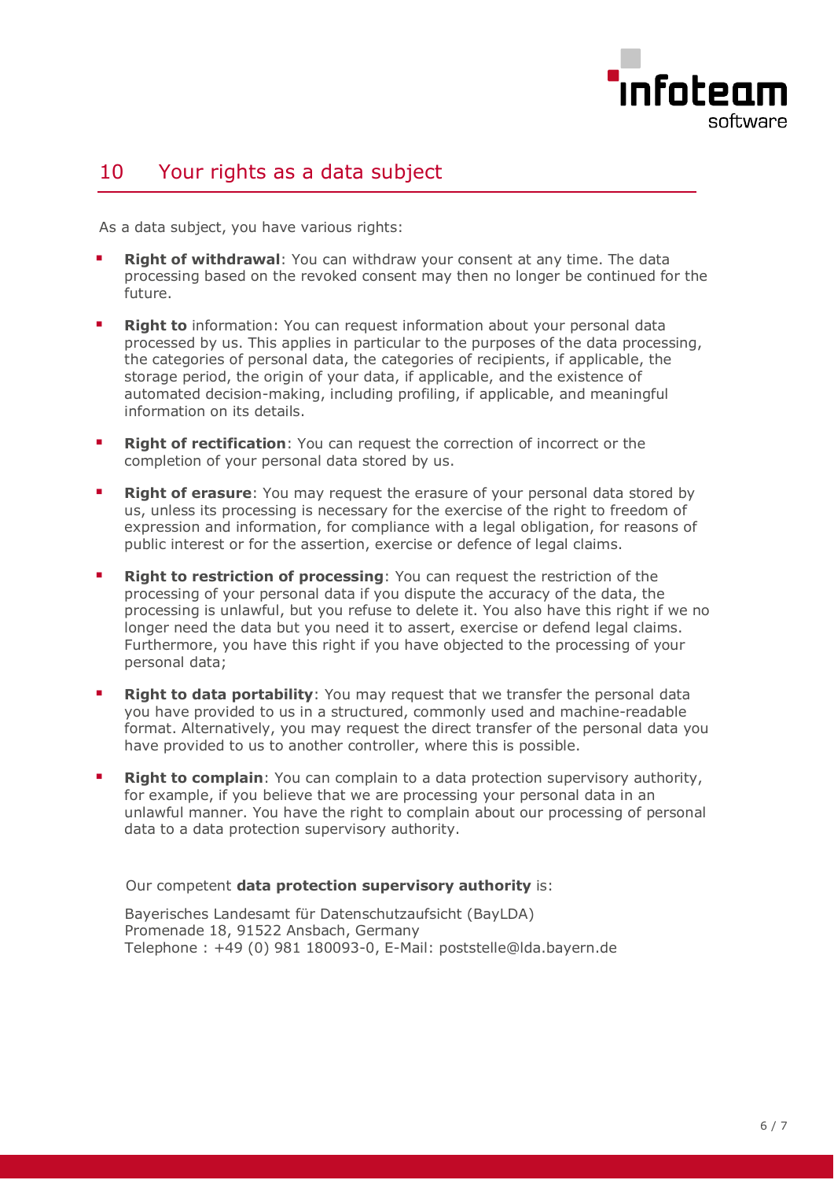## 10 Your rights as a data subject

As a data subject, you have various rights:

- **Right of withdrawal**: You can withdraw your consent at any time. The data processing based on the revoked consent may then no longer be continued for the future.
- **Right to** information: You can request information about your personal data processed by us. This applies in particular to the purposes of the data processing, the categories of personal data, the categories of recipients, if applicable, the storage period, the origin of your data, if applicable, and the existence of automated decision-making, including profiling, if applicable, and meaningful information on its details.
- **Right of rectification**: You can request the correction of incorrect or the completion of your personal data stored by us.
- **Right of erasure**: You may request the erasure of your personal data stored by us, unless its processing is necessary for the exercise of the right to freedom of expression and information, for compliance with a legal obligation, for reasons of public interest or for the assertion, exercise or defence of legal claims.
- **Right to restriction of processing**: You can request the restriction of the processing of your personal data if you dispute the accuracy of the data, the processing is unlawful, but you refuse to delete it. You also have this right if we no longer need the data but you need it to assert, exercise or defend legal claims. Furthermore, you have this right if you have objected to the processing of your personal data;
- **Right to data portability**: You may request that we transfer the personal data you have provided to us in a structured, commonly used and machine-readable format. Alternatively, you may request the direct transfer of the personal data you have provided to us to another controller, where this is possible.
- **Right to complain**: You can complain to a data protection supervisory authority, for example, if you believe that we are processing your personal data in an unlawful manner. You have the right to complain about our processing of personal data to a data protection supervisory authority.

Our competent **data protection supervisory authority** is:

Bayerisches Landesamt für Datenschutzaufsicht (BayLDA)
Promenade 18, 91522 Ansbach, Germany
Telephone : +49 (0) 981 180093-0, E-Mail: poststelle@lda.bayern.de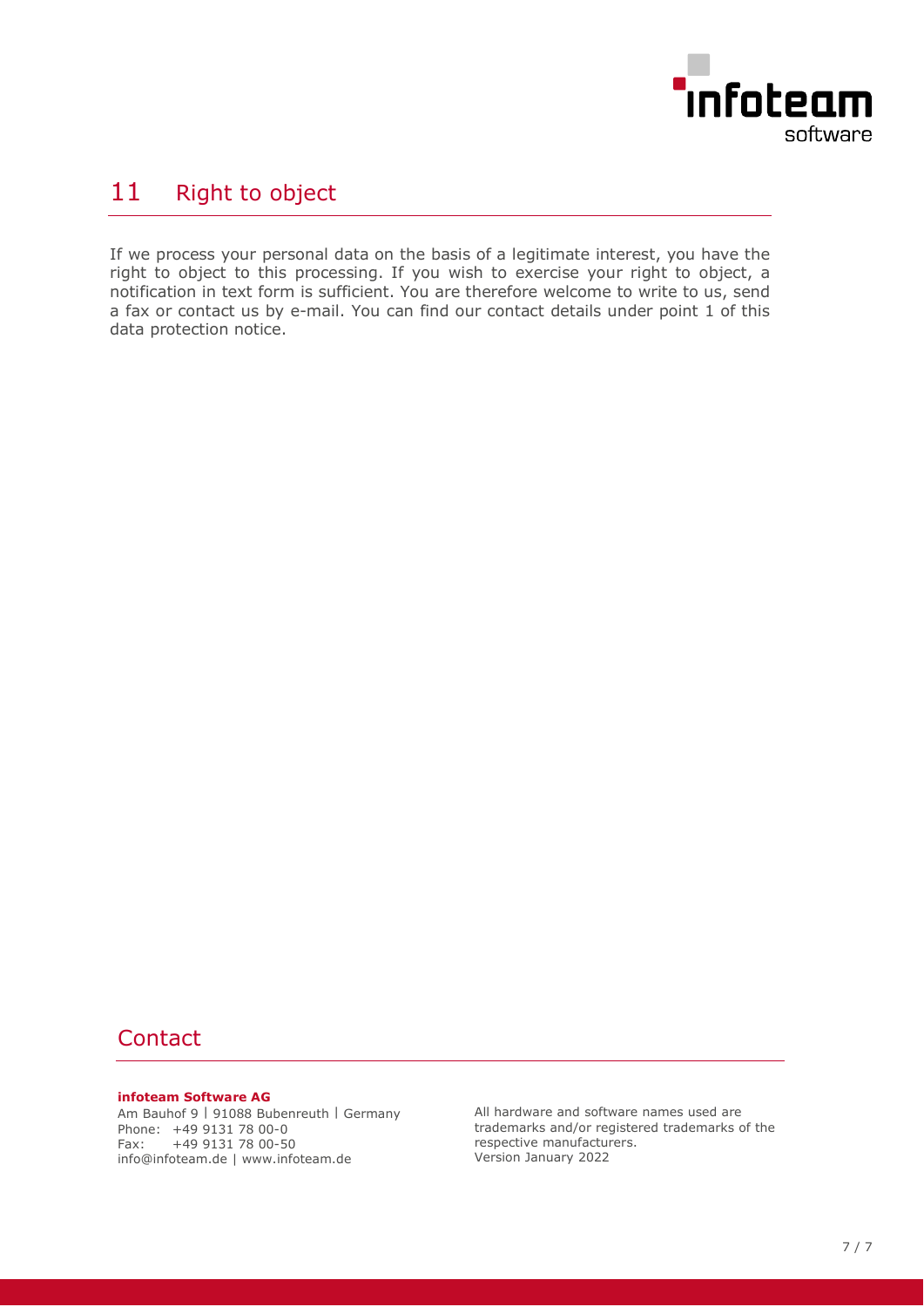## 11 Right to object

If we process your personal data on the basis of a legitimate interest, you have the right to object to this processing. If you wish to exercise your right to object, a notification in text form is sufficient. You are therefore welcome to write to us, send a fax or contact us by e-mail. You can find our contact details under point 1 of this data protection notice.

## Contact

**infoteam Software AG**
Am Bauhof 9 | 91088 Bubenreuth | Germany
Phone: +49 9131 78 00-0
Fax: +49 9131 78 00-50
info@infoteam.de | www.infoteam.de

All hardware and software names used are trademarks and/or registered trademarks of the respective manufacturers.
Version January 2022